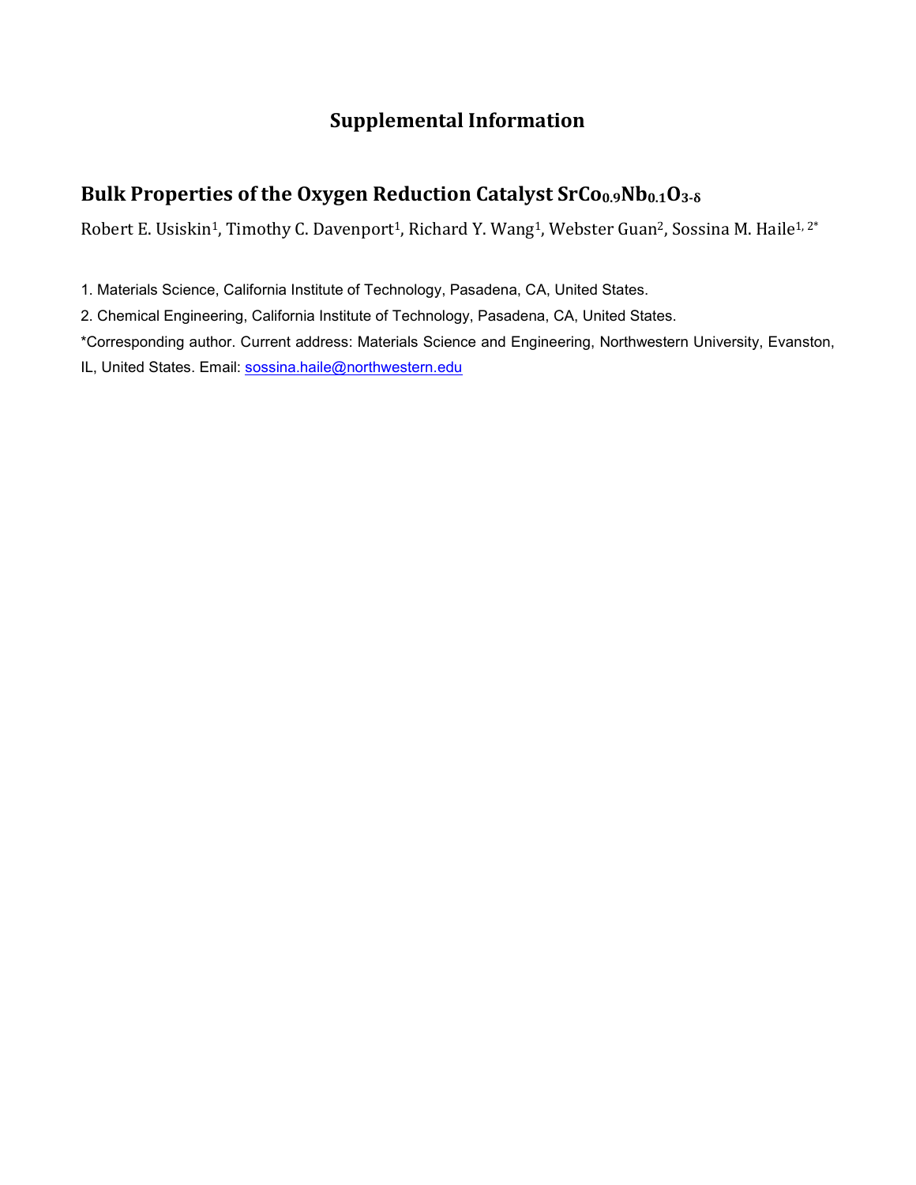# Supplemental Information

## Bulk Properties of the Oxygen Reduction Catalyst $SrCo_{0.9}Nb_{0.1}O_{3-\delta}$

Robert E. Usiskin[1], Timothy C. Davenport[1], Richard Y. Wang[1], Webster Guan[2], Sossina M. Haile[1, 2*]

1. Materials Science, California Institute of Technology, Pasadena, CA, United States.
2. Chemical Engineering, California Institute of Technology, Pasadena, CA, United States.

*Corresponding author. Current address: Materials Science and Engineering, Northwestern University, Evanston, IL, United States. Email: sossina.haile@northwestern.edu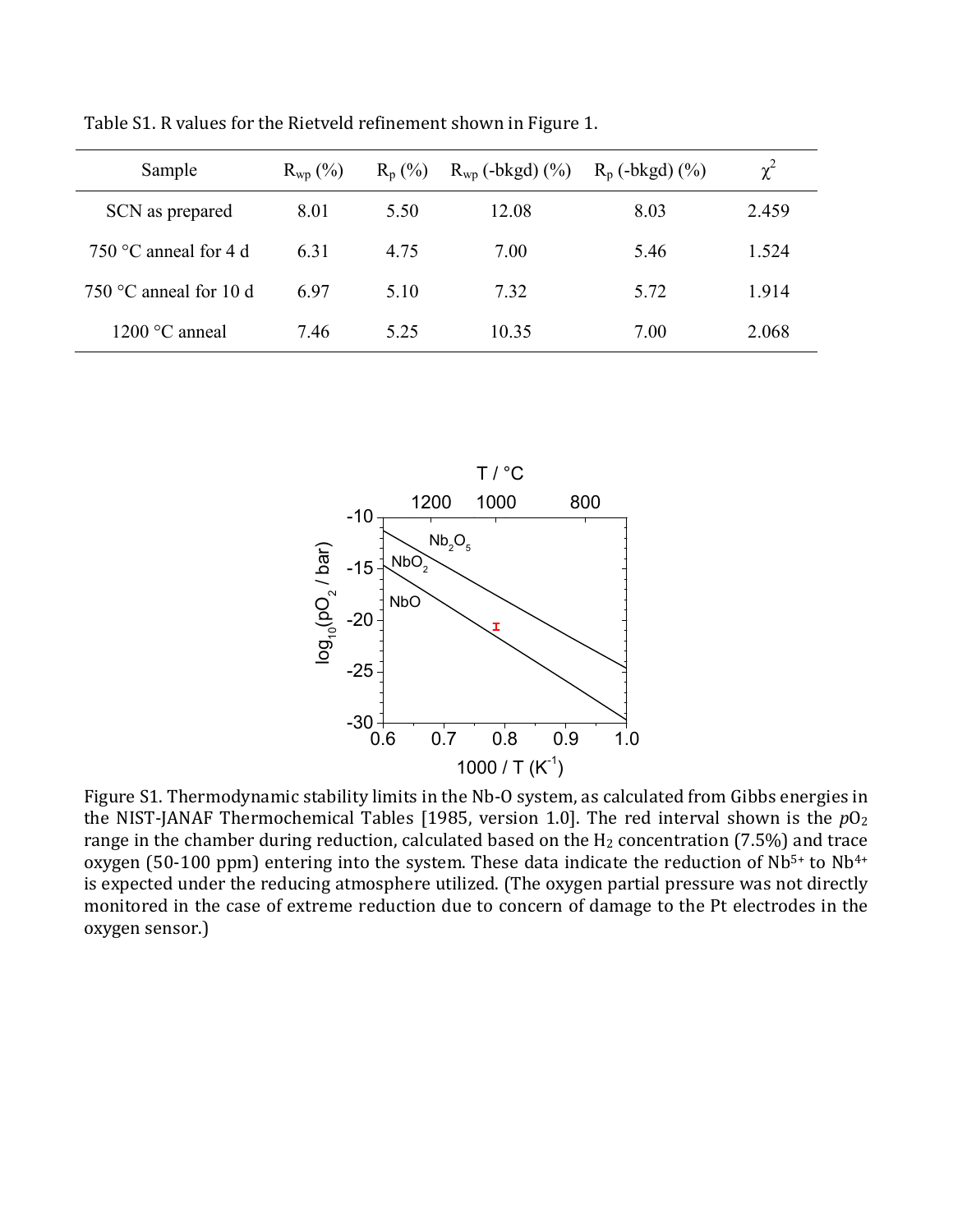Table S1. R values for the Rietveld refinement shown in Figure 1.

| Sample | $R_{wp}$ (%) | $R_p$ (%) | $R_{wp}$ (-bkgd) (%) | $R_p$ (-bkgd) (%) | $\chi^2$ |
| --- | --- | --- | --- | --- | --- |
| SCN as prepared | 8.01 | 5.50 | 12.08 | 8.03 | 2.459 |
| 750 °C anneal for 4 d | 6.31 | 4.75 | 7.00 | 5.46 | 1.524 |
| 750 °C anneal for 10 d | 6.97 | 5.10 | 7.32 | 5.72 | 1.914 |
| 1200 °C anneal | 7.46 | 5.25 | 10.35 | 7.00 | 2.068 |

Figure S1. Thermodynamic stability limits in the Nb-O system, as calculated from Gibbs energies in the NIST-JANAF Thermochemical Tables [1985, version 1.0]. The red interval shown is the $pO_2$ range in the chamber during reduction, calculated based on the $H_2$ concentration (7.5%) and trace oxygen (50-100 ppm) entering into the system. These data indicate the reduction of $Nb^{5+}$ to $Nb^{4+}$ is expected under the reducing atmosphere utilized. (The oxygen partial pressure was not directly monitored in the case of extreme reduction due to concern of damage to the Pt electrodes in the oxygen sensor.)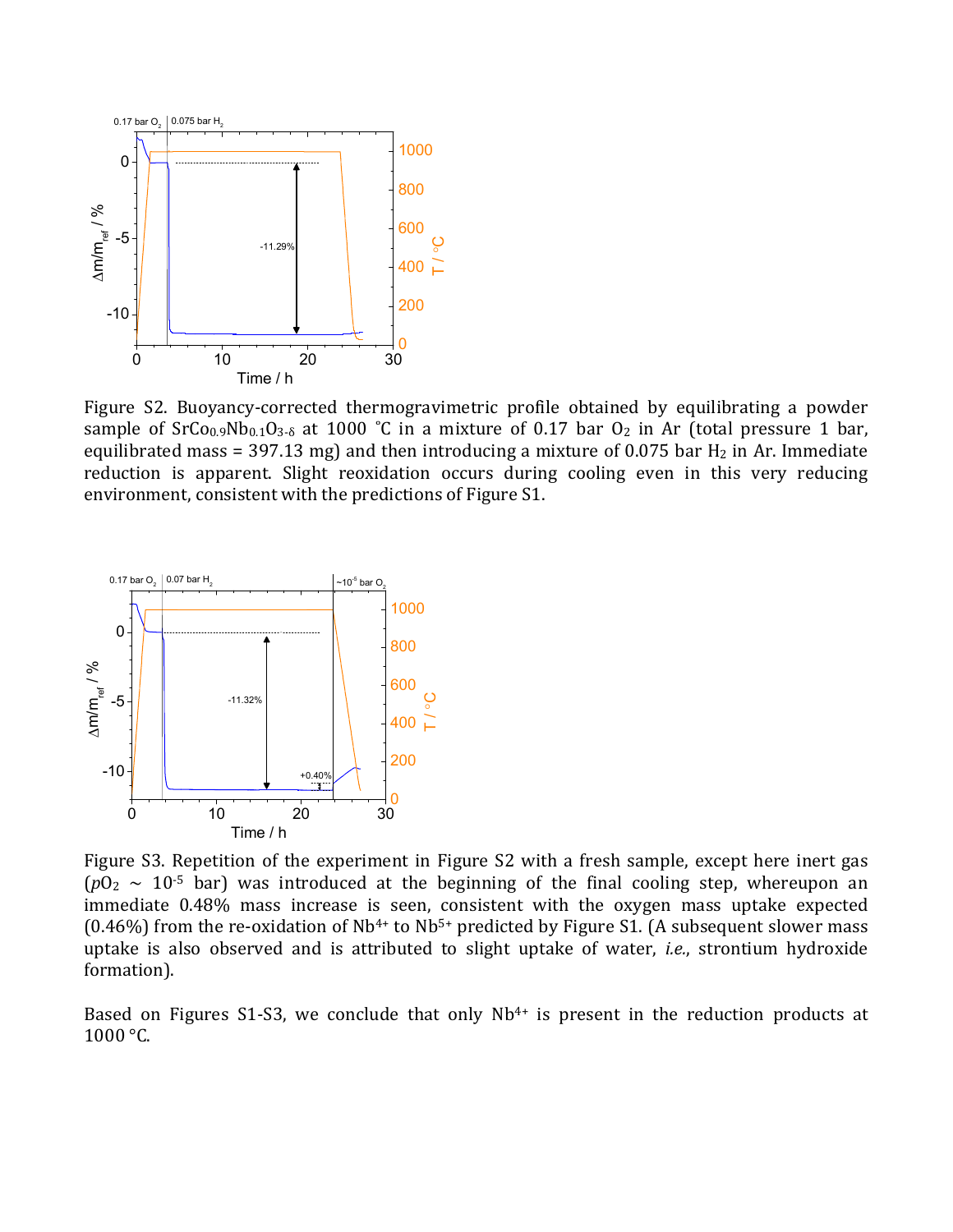Figure S2. Buoyancy-corrected thermogravimetric profile obtained by equilibrating a powder sample of $SrCo_{0.9}Nb_{0.1}O_{3-\delta}$ at 1000 °C in a mixture of 0.17 bar $O_2$ in Ar (total pressure 1 bar, equilibrated mass = 397.13 mg) and then introducing a mixture of 0.075 bar $H_2$ in Ar. Immediate reduction is apparent. Slight reoxidation occurs during cooling even in this very reducing environment, consistent with the predictions of Figure S1.

Figure S3. Repetition of the experiment in Figure S2 with a fresh sample, except here inert gas ($pO_2$ ~ $10^{-5}$ bar) was introduced at the beginning of the final cooling step, whereupon an immediate 0.48% mass increase is seen, consistent with the oxygen mass uptake expected (0.46%) from the re-oxidation of $Nb^{4+}$ to $Nb^{5+}$ predicted by Figure S1. (A subsequent slower mass uptake is also observed and is attributed to slight uptake of water, *i.e.*, strontium hydroxide formation).

Based on Figures S1-S3, we conclude that only $Nb^{4+}$ is present in the reduction products at 1000 °C.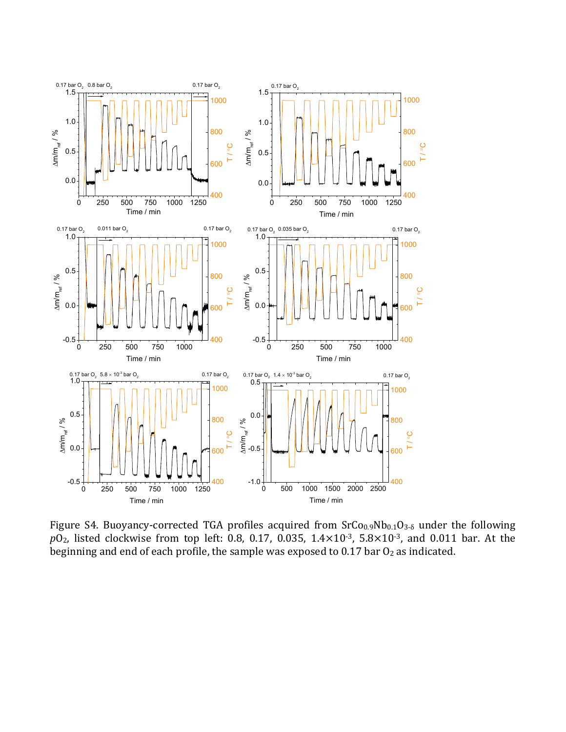Figure S4. Buoyancy-corrected TGA profiles acquired from $SrCo_{0.9}Nb_{0.1}O_{3-\delta}$ under the following $pO_2$, listed clockwise from top left: 0.8, 0.17, 0.035, $1.4\times10^{-3}$, $5.8\times10^{-3}$, and 0.011 bar. At the beginning and end of each profile, the sample was exposed to 0.17 bar $O_2$ as indicated.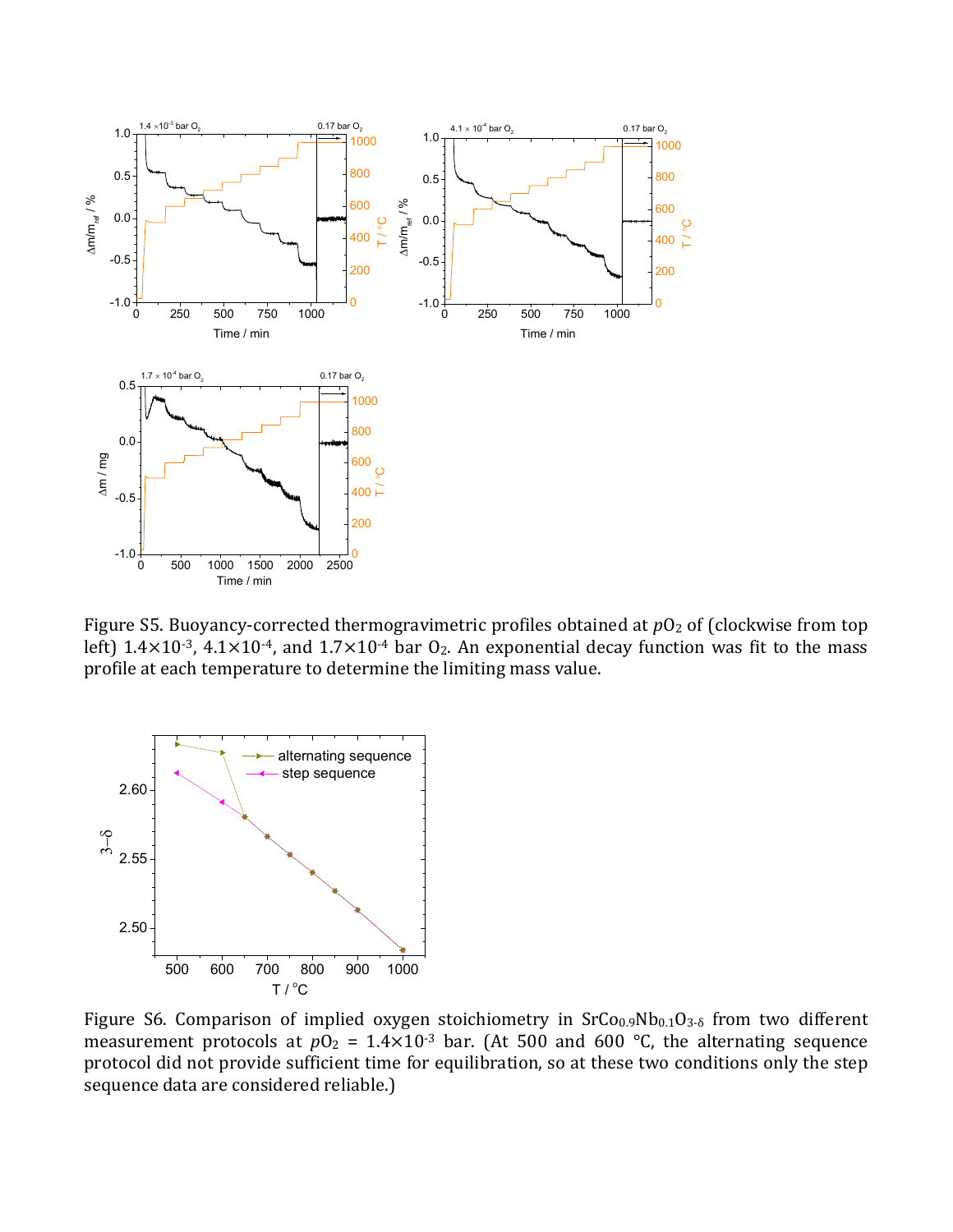Figure S5. Buoyancy-corrected thermogravimetric profiles obtained at $pO_2$ of (clockwise from top left) $1.4\times10^{-3}$, $4.1\times10^{-4}$, and $1.7\times10^{-4}$ bar $O_2$. An exponential decay function was fit to the mass profile at each temperature to determine the limiting mass value.

Figure S6. Comparison of implied oxygen stoichiometry in $SrCo_{0.9}Nb_{0.1}O_{3-\delta}$ from two different measurement protocols at $pO_2 = 1.4\times10^{-3}$ bar. (At 500 and 600 °C, the alternating sequence protocol did not provide sufficient time for equilibration, so at these two conditions only the step sequence data are considered reliable.)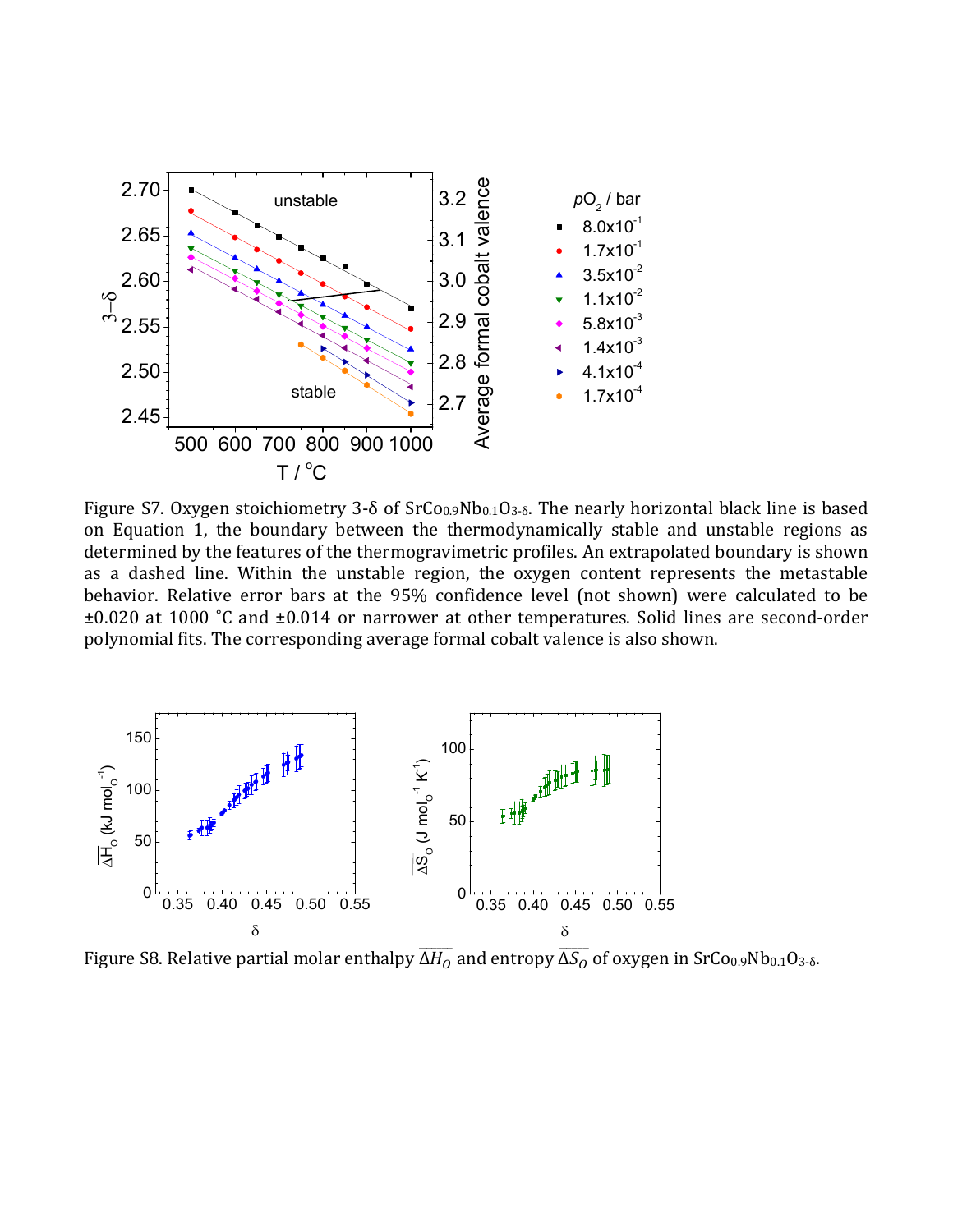Figure S7. Oxygen stoichiometry 3-δ of $SrCo_{0.9}Nb_{0.1}O_{3-\delta}$. The nearly horizontal black line is based on Equation 1, the boundary between the thermodynamically stable and unstable regions as determined by the features of the thermogravimetric profiles. An extrapolated boundary is shown as a dashed line. Within the unstable region, the oxygen content represents the metastable behavior. Relative error bars at the 95% confidence level (not shown) were calculated to be ±0.020 at 1000 ˚C and ±0.014 or narrower at other temperatures. Solid lines are second-order polynomial fits. The corresponding average formal cobalt valence is also shown.

Figure S8. Relative partial molar enthalpy $\overline{\Delta H_O}$ and entropy $\overline{\Delta S_O}$ of oxygen in $SrCo_{0.9}Nb_{0.1}O_{3-\delta}$.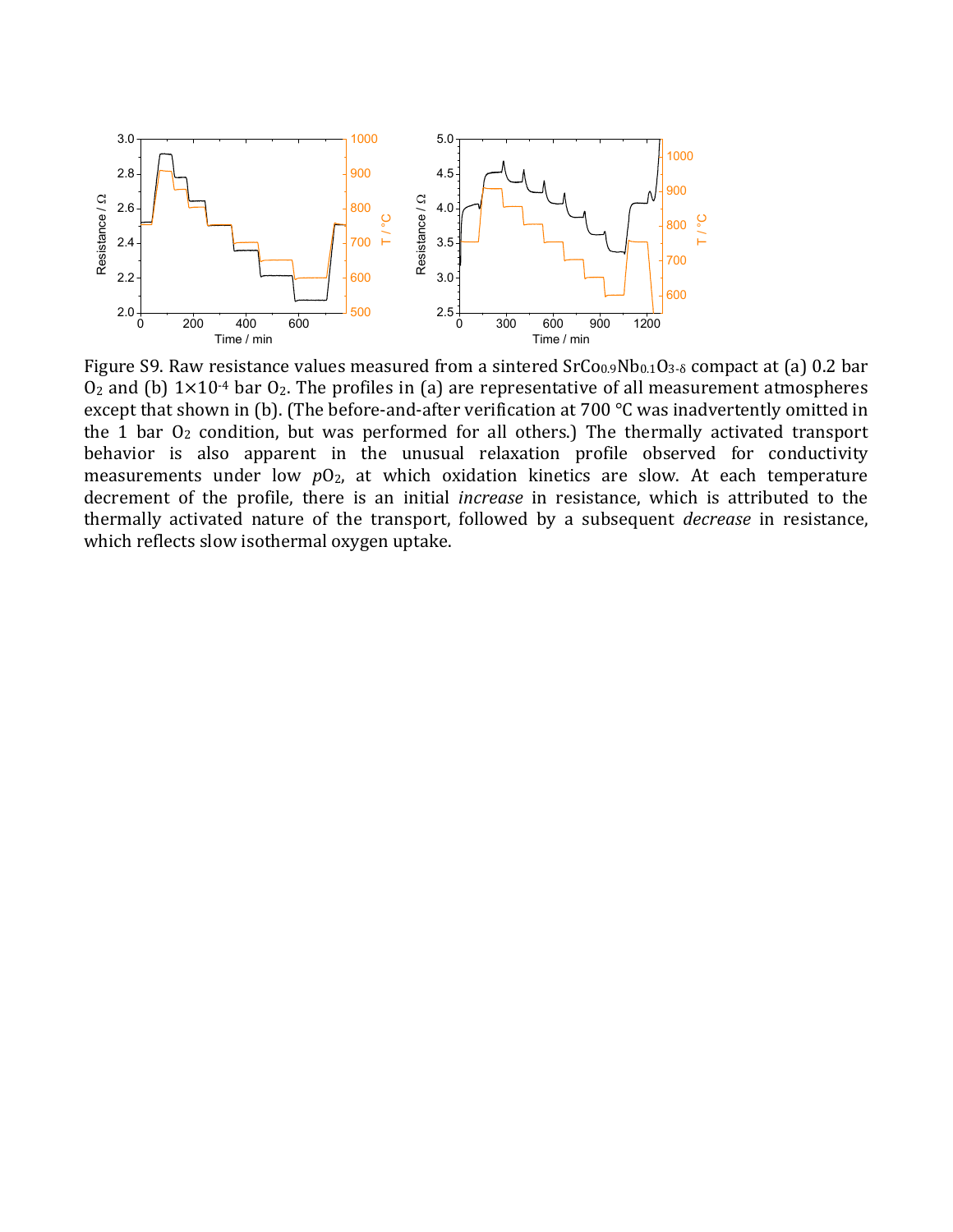Figure S9. Raw resistance values measured from a sintered $SrCo_{0.9}Nb_{0.1}O_{3-\delta}$ compact at (a) 0.2 bar $O_2$ and (b) $1\times10^{-4}$ bar $O_2$. The profiles in (a) are representative of all measurement atmospheres except that shown in (b). (The before-and-after verification at 700 °C was inadvertently omitted in the 1 bar $O_2$ condition, but was performed for all others.) The thermally activated transport behavior is also apparent in the unusual relaxation profile observed for conductivity measurements under low $pO_2$, at which oxidation kinetics are slow. At each temperature decrement of the profile, there is an initial *increase* in resistance, which is attributed to the thermally activated nature of the transport, followed by a subsequent *decrease* in resistance, which reflects slow isothermal oxygen uptake.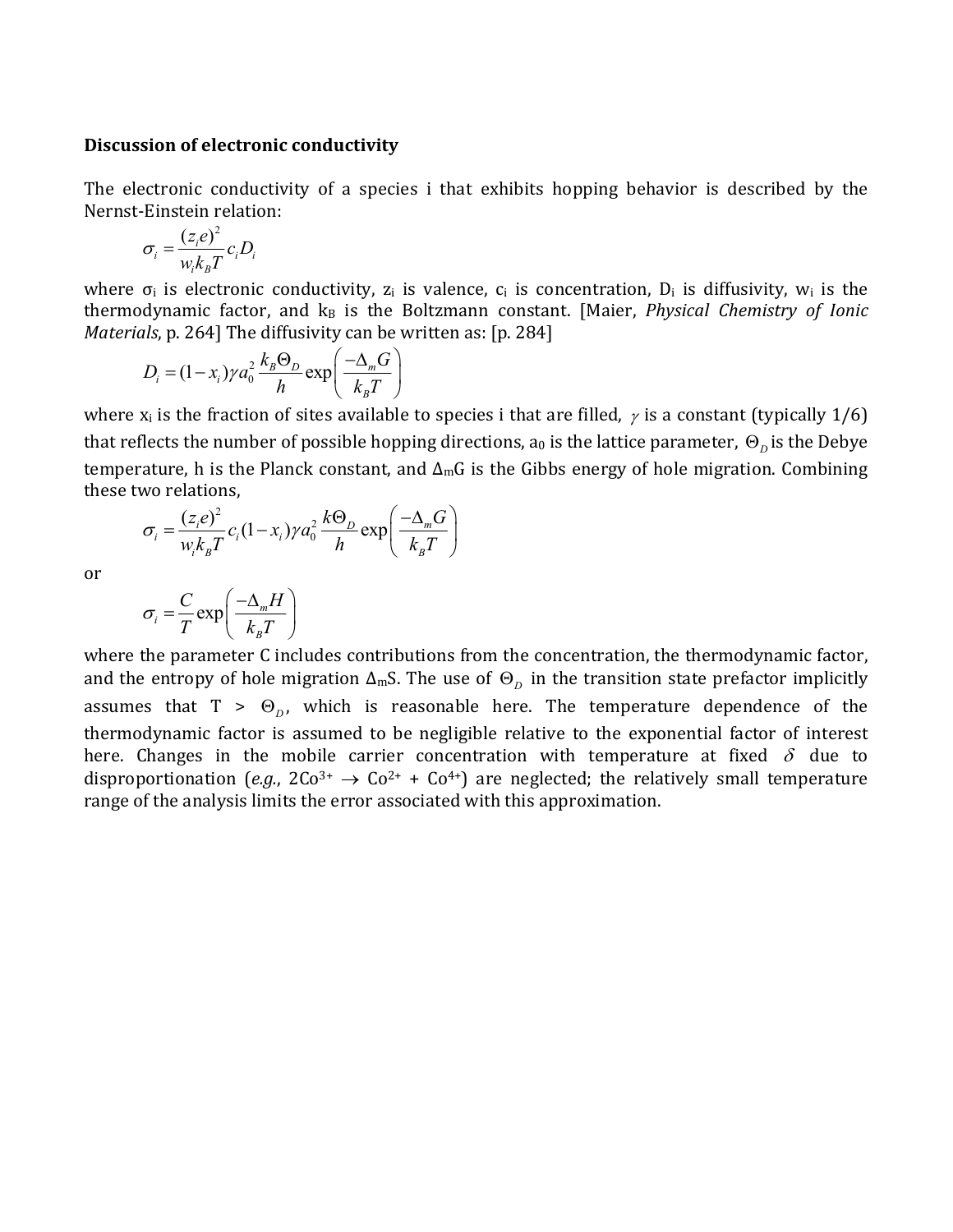**Discussion of electronic conductivity**

The electronic conductivity of a species i that exhibits hopping behavior is described by the Nernst-Einstein relation:

$$\sigma_i = \frac{(z_i e)^2}{w_i k_B T} c_i D_i$$

where $\sigma_i$ is electronic conductivity, $z_i$ is valence, $c_i$ is concentration, $D_i$ is diffusivity, $w_i$ is the thermodynamic factor, and $k_B$ is the Boltzmann constant. [Maier, *Physical Chemistry of Ionic Materials*, p. 264] The diffusivity can be written as: [p. 284]

$$D_i = (1-x_i)\gamma a_0^2 \frac{k_B \Theta_D}{h} \exp\left(\frac{-\Delta_m G}{k_B T}\right)$$

where $x_i$ is the fraction of sites available to species i that are filled, $\gamma$ is a constant (typically 1/6) that reflects the number of possible hopping directions, $a_0$ is the lattice parameter, $\Theta_D$ is the Debye temperature, h is the Planck constant, and $\Delta_m G$ is the Gibbs energy of hole migration. Combining these two relations,

$$\sigma_i = \frac{(z_i e)^2}{w_i k_B T} c_i (1-x_i)\gamma a_0^2 \frac{k\Theta_D}{h} \exp\left(\frac{-\Delta_m G}{k_B T}\right)$$

or

$$\sigma_i = \frac{C}{T} \exp\left(\frac{-\Delta_m H}{k_B T}\right)$$

where the parameter C includes contributions from the concentration, the thermodynamic factor, and the entropy of hole migration $\Delta_m S$. The use of $\Theta_D$ in the transition state prefactor implicitly assumes that T > $\Theta_D$, which is reasonable here. The temperature dependence of the thermodynamic factor is assumed to be negligible relative to the exponential factor of interest here. Changes in the mobile carrier concentration with temperature at fixed $\delta$ due to disproportionation (*e.g.*, $2Co^{3+} \rightarrow Co^{2+} + Co^{4+}$) are neglected; the relatively small temperature range of the analysis limits the error associated with this approximation.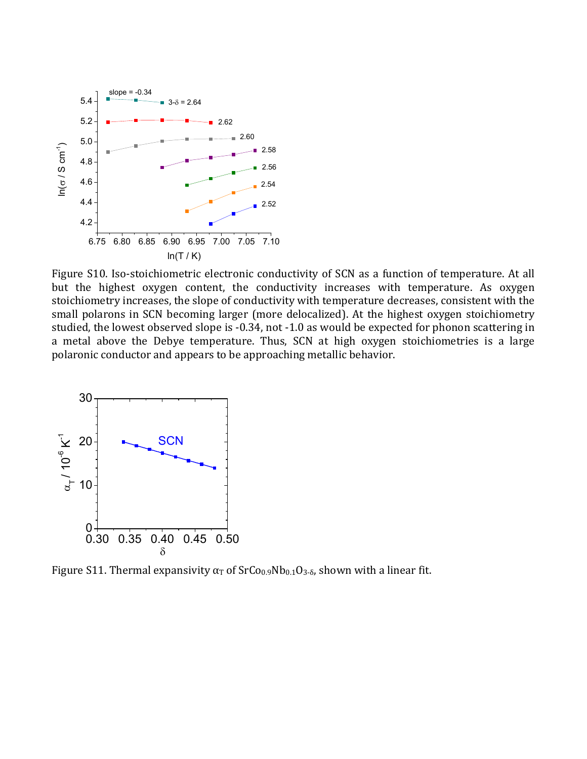slope = -0.34

3-δ = 2.64

2.62

2.60

2.58

2.56

2.54

2.52

5.4

5.2

5.0

4.8

4.6

4.4

4.2

ln(σ / S cm$^{-1}$)

6.75 6.80 6.85 6.90 6.95 7.00 7.05 7.10

ln(T / K)

Figure S10. Iso-stoichiometric electronic conductivity of SCN as a function of temperature. At all but the highest oxygen content, the conductivity increases with temperature. As oxygen stoichiometry increases, the slope of conductivity with temperature decreases, consistent with the small polarons in SCN becoming larger (more delocalized). At the highest oxygen stoichiometry studied, the lowest observed slope is -0.34, not -1.0 as would be expected for phonon scattering in a metal above the Debye temperature. Thus, SCN at high oxygen stoichiometries is a large polaronic conductor and appears to be approaching metallic behavior.

30

20

10

0

$\alpha_T$ / 10$^{-6}$ K$^{-1}$

SCN

0.30 0.35 0.40 0.45 0.50

δ

Figure S11. Thermal expansivity $\alpha_T$ of $SrCo_{0.9}Nb_{0.1}O_{3-\delta}$, shown with a linear fit.